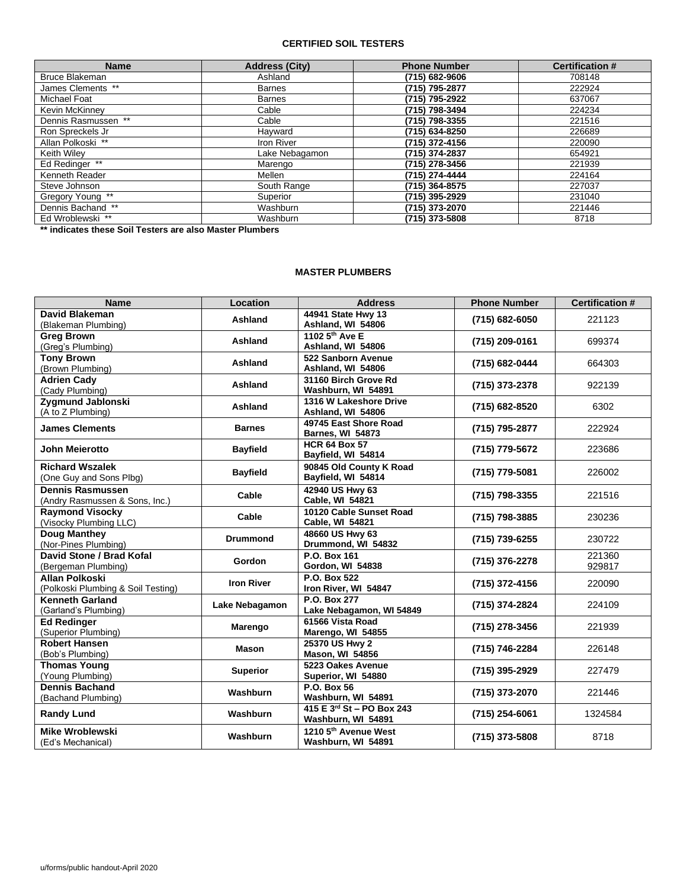## CERTIFIED SOIL TESTERS

| Name | Address (City) | Phone Number | Certification # |
|---|---|---|---|
| Bruce Blakeman | Ashland | **(715) 682-9606** | 708148 |
| James Clements ** | Barnes | **(715) 795-2877** | 222924 |
| Michael Foat | Barnes | **(715) 795-2922** | 637067 |
| Kevin McKinney | Cable | **(715) 798-3494** | 224234 |
| Dennis Rasmussen ** | Cable | **(715) 798-3355** | 221516 |
| Ron Spreckels Jr | Hayward | **(715) 634-8250** | 226689 |
| Allan Polkoski ** | Iron River | **(715) 372-4156** | 220090 |
| Keith Wiley | Lake Nebagamon | **(715) 374-2837** | 654921 |
| Ed Redinger ** | Marengo | **(715) 278-3456** | 221939 |
| Kenneth Reader | Mellen | **(715) 274-4444** | 224164 |
| Steve Johnson | South Range | **(715) 364-8575** | 227037 |
| Gregory Young ** | Superior | **(715) 395-2929** | 231040 |
| Dennis Bachand ** | Washburn | **(715) 373-2070** | 221446 |
| Ed Wroblewski ** | Washburn | **(715) 373-5808** | 8718 |

**** indicates these Soil Testers are also Master Plumbers**

## MASTER PLUMBERS

| Name | Location | Address | Phone Number | Certification # |
|---|---|---|---|---|
| **David Blakeman** (Blakeman Plumbing) | **Ashland** | **44941 State Hwy 13 Ashland, WI 54806** | **(715) 682-6050** | 221123 |
| **Greg Brown** (Greg's Plumbing) | **Ashland** | **1102 5th Ave E Ashland, WI 54806** | **(715) 209-0161** | 699374 |
| **Tony Brown** (Brown Plumbing) | **Ashland** | **522 Sanborn Avenue Ashland, WI 54806** | **(715) 682-0444** | 664303 |
| **Adrien Cady** (Cady Plumbing) | **Ashland** | **31160 Birch Grove Rd Washburn, WI 54891** | **(715) 373-2378** | 922139 |
| **Zygmund Jablonski** (A to Z Plumbing) | **Ashland** | **1316 W Lakeshore Drive Ashland, WI 54806** | **(715) 682-8520** | 6302 |
| **James Clements** | **Barnes** | **49745 East Shore Road Barnes, WI 54873** | **(715) 795-2877** | 222924 |
| **John Meierotto** | **Bayfield** | **HCR 64 Box 57 Bayfield, WI 54814** | **(715) 779-5672** | 223686 |
| **Richard Wszalek** (One Guy and Sons Plbg) | **Bayfield** | **90845 Old County K Road Bayfield, WI 54814** | **(715) 779-5081** | 226002 |
| **Dennis Rasmussen** (Andry Rasmussen & Sons, Inc.) | **Cable** | **42940 US Hwy 63 Cable, WI 54821** | **(715) 798-3355** | 221516 |
| **Raymond Visocky** (Visocky Plumbing LLC) | **Cable** | **10120 Cable Sunset Road Cable, WI 54821** | **(715) 798-3885** | 230236 |
| **Doug Manthey** (Nor-Pines Plumbing) | **Drummond** | **48660 US Hwy 63 Drummond, WI 54832** | **(715) 739-6255** | 230722 |
| **David Stone / Brad Kofal** (Bergeman Plumbing) | **Gordon** | **P.O. Box 161 Gordon, WI 54838** | **(715) 376-2278** | 221360 929817 |
| **Allan Polkoski** (Polkoski Plumbing & Soil Testing) | **Iron River** | **P.O. Box 522 Iron River, WI 54847** | **(715) 372-4156** | 220090 |
| **Kenneth Garland** (Garland's Plumbing) | **Lake Nebagamon** | **P.O. Box 277 Lake Nebagamon, WI 54849** | **(715) 374-2824** | 224109 |
| **Ed Redinger** (Superior Plumbing) | **Marengo** | **61566 Vista Road Marengo, WI 54855** | **(715) 278-3456** | 221939 |
| **Robert Hansen** (Bob's Plumbing) | **Mason** | **25370 US Hwy 2 Mason, WI 54856** | **(715) 746-2284** | 226148 |
| **Thomas Young** (Young Plumbing) | **Superior** | **5223 Oakes Avenue Superior, WI 54880** | **(715) 395-2929** | 227479 |
| **Dennis Bachand** (Bachand Plumbing) | **Washburn** | **P.O. Box 56 Washburn, WI 54891** | **(715) 373-2070** | 221446 |
| **Randy Lund** | **Washburn** | **415 E 3rd St – PO Box 243 Washburn, WI 54891** | **(715) 254-6061** | 1324584 |
| **Mike Wroblewski** (Ed's Mechanical) | **Washburn** | **1210 5th Avenue West Washburn, WI 54891** | **(715) 373-5808** | 8718 |

u/forms/public handout-April 2020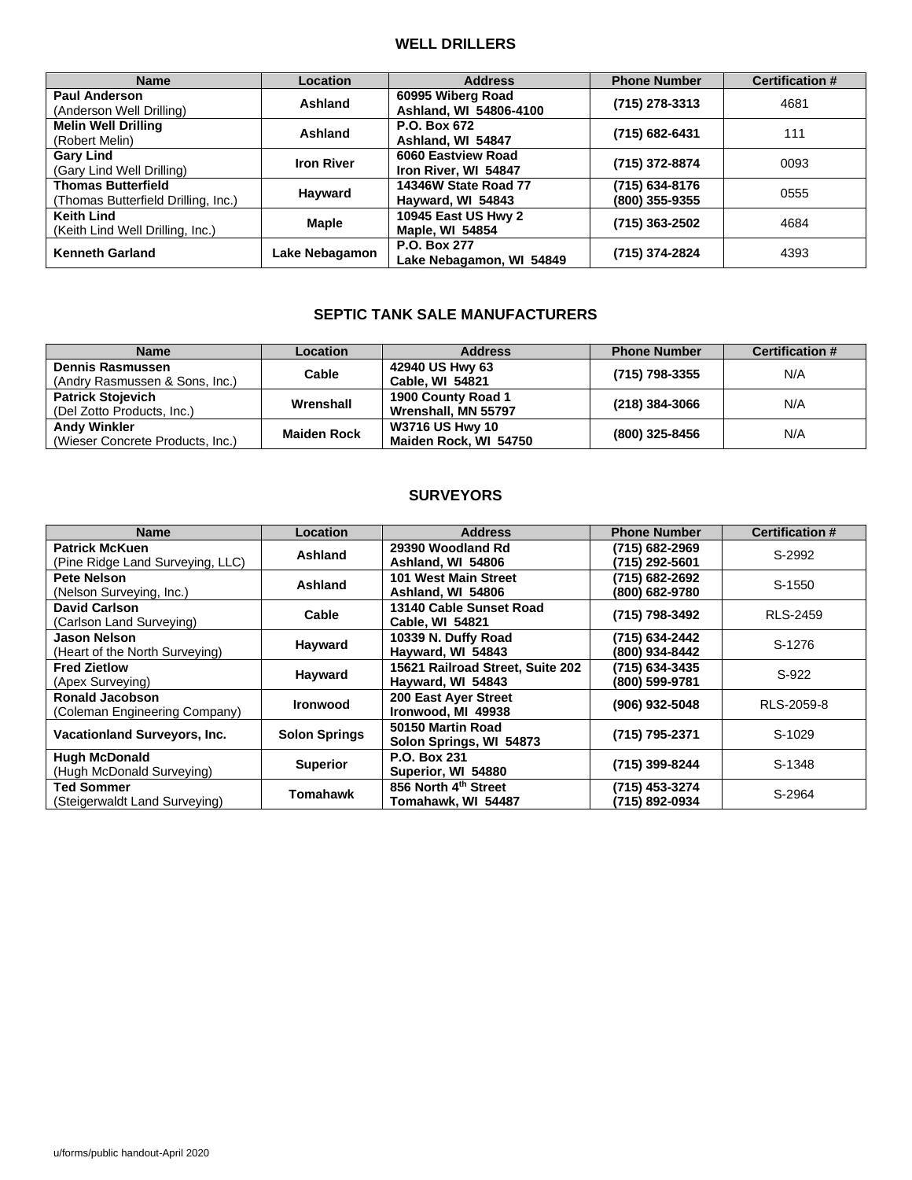## WELL DRILLERS

| Name | Location | Address | Phone Number | Certification # |
|---|---|---|---|---|
| **Paul Anderson** (Anderson Well Drilling) | **Ashland** | **60995 Wiberg Road Ashland, WI 54806-4100** | **(715) 278-3313** | 4681 |
| **Melin Well Drilling** (Robert Melin) | **Ashland** | **P.O. Box 672 Ashland, WI 54847** | **(715) 682-6431** | 111 |
| **Gary Lind** (Gary Lind Well Drilling) | **Iron River** | **6060 Eastview Road Iron River, WI 54847** | **(715) 372-8874** | 0093 |
| **Thomas Butterfield** (Thomas Butterfield Drilling, Inc.) | **Hayward** | **14346W State Road 77 Hayward, WI 54843** | **(715) 634-8176 (800) 355-9355** | 0555 |
| **Keith Lind** (Keith Lind Well Drilling, Inc.) | **Maple** | **10945 East US Hwy 2 Maple, WI 54854** | **(715) 363-2502** | 4684 |
| **Kenneth Garland** | **Lake Nebagamon** | **P.O. Box 277 Lake Nebagamon, WI 54849** | **(715) 374-2824** | 4393 |

## SEPTIC TANK SALE MANUFACTURERS

| Name | Location | Address | Phone Number | Certification # |
|---|---|---|---|---|
| **Dennis Rasmussen** (Andry Rasmussen & Sons, Inc.) | **Cable** | **42940 US Hwy 63 Cable, WI 54821** | **(715) 798-3355** | N/A |
| **Patrick Stojevich** (Del Zotto Products, Inc.) | **Wrenshall** | **1900 County Road 1 Wrenshall, MN 55797** | **(218) 384-3066** | N/A |
| **Andy Winkler** (Wieser Concrete Products, Inc.) | **Maiden Rock** | **W3716 US Hwy 10 Maiden Rock, WI 54750** | **(800) 325-8456** | N/A |

## SURVEYORS

| Name | Location | Address | Phone Number | Certification # |
|---|---|---|---|---|
| **Patrick McKuen** (Pine Ridge Land Surveying, LLC) | **Ashland** | **29390 Woodland Rd Ashland, WI 54806** | **(715) 682-2969 (715) 292-5601** | S-2992 |
| **Pete Nelson** (Nelson Surveying, Inc.) | **Ashland** | **101 West Main Street Ashland, WI 54806** | **(715) 682-2692 (800) 682-9780** | S-1550 |
| **David Carlson** (Carlson Land Surveying) | **Cable** | **13140 Cable Sunset Road Cable, WI 54821** | **(715) 798-3492** | RLS-2459 |
| **Jason Nelson** (Heart of the North Surveying) | **Hayward** | **10339 N. Duffy Road Hayward, WI 54843** | **(715) 634-2442 (800) 934-8442** | S-1276 |
| **Fred Zietlow** (Apex Surveying) | **Hayward** | **15621 Railroad Street, Suite 202 Hayward, WI 54843** | **(715) 634-3435 (800) 599-9781** | S-922 |
| **Ronald Jacobson** (Coleman Engineering Company) | **Ironwood** | **200 East Ayer Street Ironwood, MI 49938** | **(906) 932-5048** | RLS-2059-8 |
| **Vacationland Surveyors, Inc.** | **Solon Springs** | **50150 Martin Road Solon Springs, WI 54873** | **(715) 795-2371** | S-1029 |
| **Hugh McDonald** (Hugh McDonald Surveying) | **Superior** | **P.O. Box 231 Superior, WI 54880** | **(715) 399-8244** | S-1348 |
| **Ted Sommer** (Steigerwaldt Land Surveying) | **Tomahawk** | **856 North 4th Street Tomahawk, WI 54487** | **(715) 453-3274 (715) 892-0934** | S-2964 |

u/forms/public handout-April 2020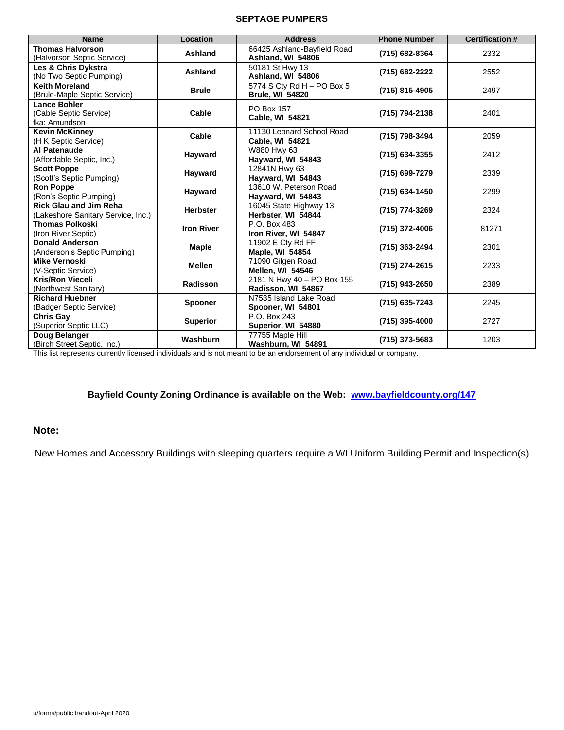## SEPTAGE PUMPERS

| Name | Location | Address | Phone Number | Certification # |
|---|---|---|---|---|
| **Thomas Halvorson** (Halvorson Septic Service) | **Ashland** | 66425 Ashland-Bayfield Road **Ashland, WI 54806** | **(715) 682-8364** | 2332 |
| **Les & Chris Dykstra** (No Two Septic Pumping) | **Ashland** | 50181 St Hwy 13 **Ashland, WI 54806** | **(715) 682-2222** | 2552 |
| **Keith Moreland** (Brule-Maple Septic Service) | **Brule** | 5774 S Cty Rd H – PO Box 5 **Brule, WI 54820** | **(715) 815-4905** | 2497 |
| **Lance Bohler** (Cable Septic Service) fka: Amundson | **Cable** | PO Box 157 **Cable, WI 54821** | **(715) 794-2138** | 2401 |
| **Kevin McKinney** (H K Septic Service) | **Cable** | 11130 Leonard School Road **Cable, WI 54821** | **(715) 798-3494** | 2059 |
| **Al Patenaude** (Affordable Septic, Inc.) | **Hayward** | W880 Hwy 63 **Hayward, WI 54843** | **(715) 634-3355** | 2412 |
| **Scott Poppe** (Scott's Septic Pumping) | **Hayward** | 12841N Hwy 63 **Hayward, WI 54843** | **(715) 699-7279** | 2339 |
| **Ron Poppe** (Ron's Septic Pumping) | **Hayward** | 13610 W. Peterson Road **Hayward, WI 54843** | **(715) 634-1450** | 2299 |
| **Rick Glau and Jim Reha** (Lakeshore Sanitary Service, Inc.) | **Herbster** | 16045 State Highway 13 **Herbster, WI 54844** | **(715) 774-3269** | 2324 |
| **Thomas Polkoski** (Iron River Septic) | **Iron River** | P.O. Box 483 **Iron River, WI 54847** | **(715) 372-4006** | 81271 |
| **Donald Anderson** (Anderson's Septic Pumping) | **Maple** | 11902 E Cty Rd FF **Maple, WI 54854** | **(715) 363-2494** | 2301 |
| **Mike Vernoski** (V-Septic Service) | **Mellen** | 71090 Gilgen Road **Mellen, WI 54546** | **(715) 274-2615** | 2233 |
| **Kris/Ron Vieceli** (Northwest Sanitary) | **Radisson** | 2181 N Hwy 40 – PO Box 155 **Radisson, WI 54867** | **(715) 943-2650** | 2389 |
| **Richard Huebner** (Badger Septic Service) | **Spooner** | N7535 Island Lake Road **Spooner, WI 54801** | **(715) 635-7243** | 2245 |
| **Chris Gay** (Superior Septic LLC) | **Superior** | P.O. Box 243 **Superior, WI 54880** | **(715) 395-4000** | 2727 |
| **Doug Belanger** (Birch Street Septic, Inc.) | **Washburn** | 77755 Maple Hill **Washburn, WI 54891** | **(715) 373-5683** | 1203 |

This list represents currently licensed individuals and is not meant to be an endorsement of any individual or company.

**Bayfield County Zoning Ordinance is available on the Web: [www.bayfieldcounty.org/147](http://www.bayfieldcounty.org/147)**

### Note:

New Homes and Accessory Buildings with sleeping quarters require a WI Uniform Building Permit and Inspection(s)

u/forms/public handout-April 2020